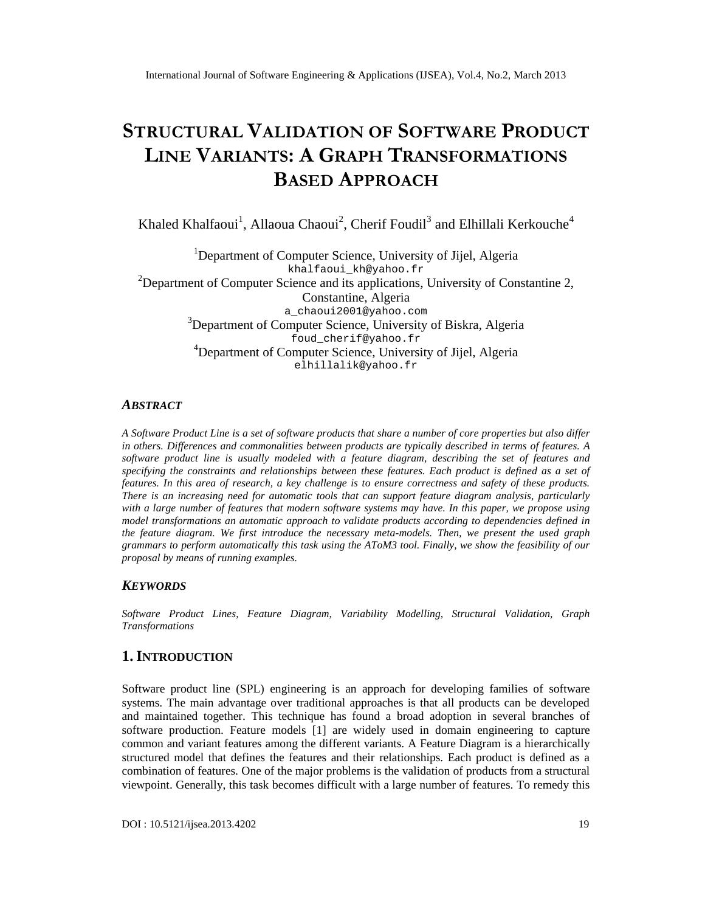# STRUCTURAL VALIDATION OF SOFTWARE PRODUCT LINE VARIANTS: A GRAPH TRANSFORMATIONS BASED APPROACH

Khaled Khalfaoui[1], Allaoua Chaoui[2], Cherif Foudil[3] and Elhillali Kerkouche[4]

[1]Department of Computer Science, University of Jijel, Algeria
khalfaoui_kh@yahoo.fr
[2]Department of Computer Science and its applications, University of Constantine 2, Constantine, Algeria
a_chaoui2001@yahoo.com
[3]Department of Computer Science, University of Biskra, Algeria
foud_cherif@yahoo.fr
[4]Department of Computer Science, University of Jijel, Algeria
elhillalik@yahoo.fr

### *ABSTRACT*

*A Software Product Line is a set of software products that share a number of core properties but also differ in others. Differences and commonalities between products are typically described in terms of features. A software product line is usually modeled with a feature diagram, describing the set of features and specifying the constraints and relationships between these features. Each product is defined as a set of features. In this area of research, a key challenge is to ensure correctness and safety of these products. There is an increasing need for automatic tools that can support feature diagram analysis, particularly with a large number of features that modern software systems may have. In this paper, we propose using model transformations an automatic approach to validate products according to dependencies defined in the feature diagram. We first introduce the necessary meta-models. Then, we present the used graph grammars to perform automatically this task using the AToM3 tool. Finally, we show the feasibility of our proposal by means of running examples.*

### *KEYWORDS*

*Software Product Lines, Feature Diagram, Variability Modelling, Structural Validation, Graph Transformations*

## 1. INTRODUCTION

Software product line (SPL) engineering is an approach for developing families of software systems. The main advantage over traditional approaches is that all products can be developed and maintained together. This technique has found a broad adoption in several branches of software production. Feature models [1] are widely used in domain engineering to capture common and variant features among the different variants. A Feature Diagram is a hierarchically structured model that defines the features and their relationships. Each product is defined as a combination of features. One of the major problems is the validation of products from a structural viewpoint. Generally, this task becomes difficult with a large number of features. To remedy this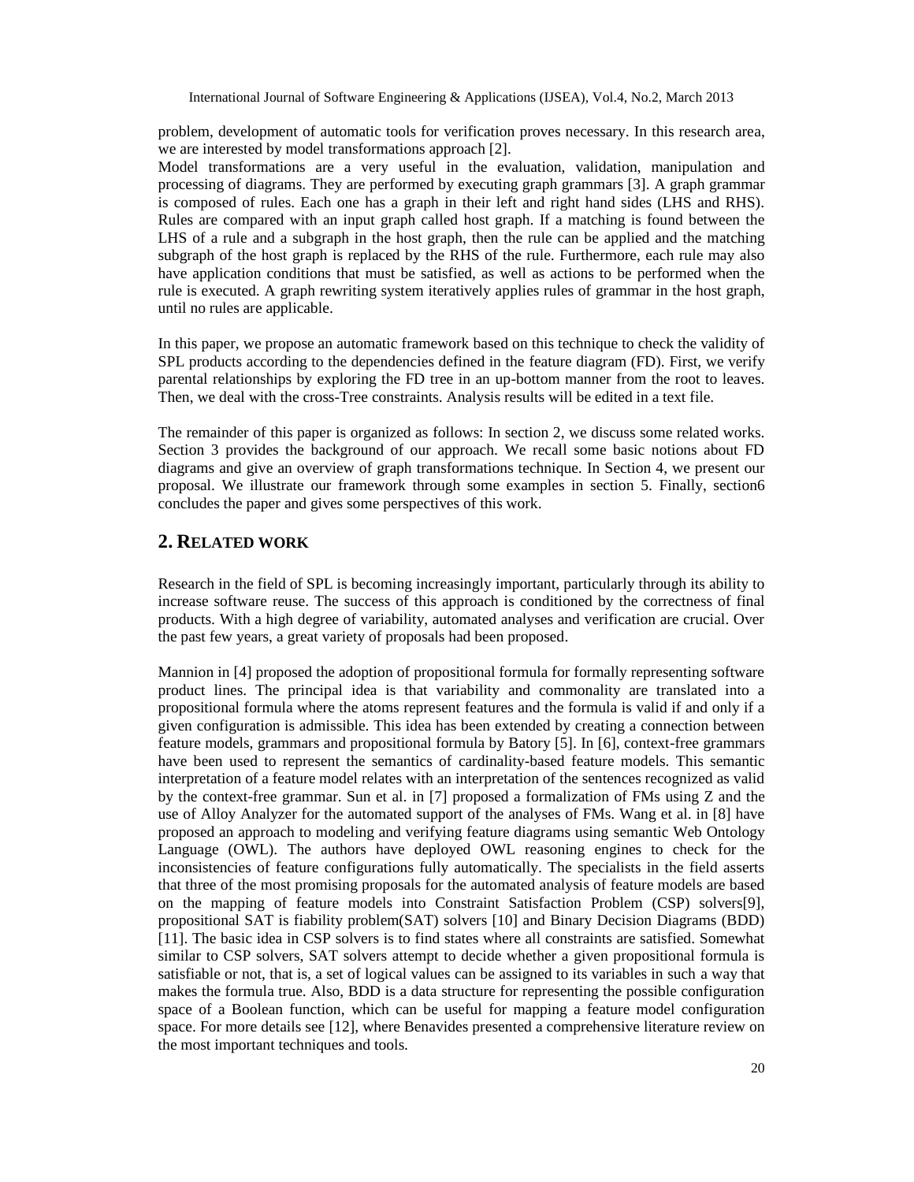problem, development of automatic tools for verification proves necessary. In this research area, we are interested by model transformations approach [2].

Model transformations are a very useful in the evaluation, validation, manipulation and processing of diagrams. They are performed by executing graph grammars [3]. A graph grammar is composed of rules. Each one has a graph in their left and right hand sides (LHS and RHS). Rules are compared with an input graph called host graph. If a matching is found between the LHS of a rule and a subgraph in the host graph, then the rule can be applied and the matching subgraph of the host graph is replaced by the RHS of the rule. Furthermore, each rule may also have application conditions that must be satisfied, as well as actions to be performed when the rule is executed. A graph rewriting system iteratively applies rules of grammar in the host graph, until no rules are applicable.

In this paper, we propose an automatic framework based on this technique to check the validity of SPL products according to the dependencies defined in the feature diagram (FD). First, we verify parental relationships by exploring the FD tree in an up-bottom manner from the root to leaves. Then, we deal with the cross-Tree constraints. Analysis results will be edited in a text file.

The remainder of this paper is organized as follows: In section 2, we discuss some related works. Section 3 provides the background of our approach. We recall some basic notions about FD diagrams and give an overview of graph transformations technique. In Section 4, we present our proposal. We illustrate our framework through some examples in section 5. Finally, section6 concludes the paper and gives some perspectives of this work.

## 2. RELATED WORK

Research in the field of SPL is becoming increasingly important, particularly through its ability to increase software reuse. The success of this approach is conditioned by the correctness of final products. With a high degree of variability, automated analyses and verification are crucial. Over the past few years, a great variety of proposals had been proposed.

Mannion in [4] proposed the adoption of propositional formula for formally representing software product lines. The principal idea is that variability and commonality are translated into a propositional formula where the atoms represent features and the formula is valid if and only if a given configuration is admissible. This idea has been extended by creating a connection between feature models, grammars and propositional formula by Batory [5]. In [6], context-free grammars have been used to represent the semantics of cardinality-based feature models. This semantic interpretation of a feature model relates with an interpretation of the sentences recognized as valid by the context-free grammar. Sun et al. in [7] proposed a formalization of FMs using Z and the use of Alloy Analyzer for the automated support of the analyses of FMs. Wang et al. in [8] have proposed an approach to modeling and verifying feature diagrams using semantic Web Ontology Language (OWL). The authors have deployed OWL reasoning engines to check for the inconsistencies of feature configurations fully automatically. The specialists in the field asserts that three of the most promising proposals for the automated analysis of feature models are based on the mapping of feature models into Constraint Satisfaction Problem (CSP) solvers[9], propositional SAT is fiability problem(SAT) solvers [10] and Binary Decision Diagrams (BDD) [11]. The basic idea in CSP solvers is to find states where all constraints are satisfied. Somewhat similar to CSP solvers, SAT solvers attempt to decide whether a given propositional formula is satisfiable or not, that is, a set of logical values can be assigned to its variables in such a way that makes the formula true. Also, BDD is a data structure for representing the possible configuration space of a Boolean function, which can be useful for mapping a feature model configuration space. For more details see [12], where Benavides presented a comprehensive literature review on the most important techniques and tools.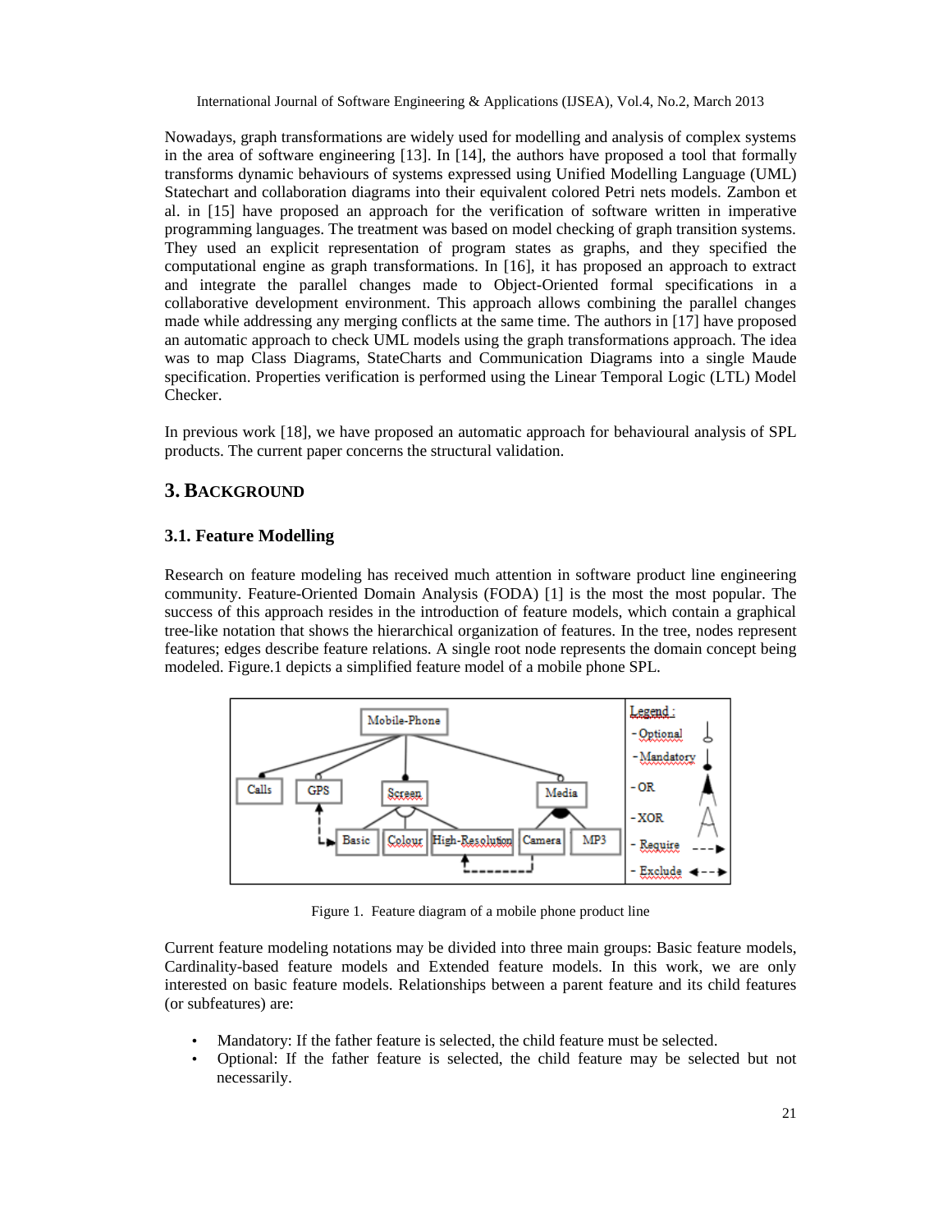Nowadays, graph transformations are widely used for modelling and analysis of complex systems in the area of software engineering [13]. In [14], the authors have proposed a tool that formally transforms dynamic behaviours of systems expressed using Unified Modelling Language (UML) Statechart and collaboration diagrams into their equivalent colored Petri nets models. Zambon et al. in [15] have proposed an approach for the verification of software written in imperative programming languages. The treatment was based on model checking of graph transition systems. They used an explicit representation of program states as graphs, and they specified the computational engine as graph transformations. In [16], it has proposed an approach to extract and integrate the parallel changes made to Object-Oriented formal specifications in a collaborative development environment. This approach allows combining the parallel changes made while addressing any merging conflicts at the same time. The authors in [17] have proposed an automatic approach to check UML models using the graph transformations approach. The idea was to map Class Diagrams, StateCharts and Communication Diagrams into a single Maude specification. Properties verification is performed using the Linear Temporal Logic (LTL) Model Checker.

In previous work [18], we have proposed an automatic approach for behavioural analysis of SPL products. The current paper concerns the structural validation.

## 3. BACKGROUND

### 3.1. Feature Modelling

Research on feature modeling has received much attention in software product line engineering community. Feature-Oriented Domain Analysis (FODA) [1] is the most the most popular. The success of this approach resides in the introduction of feature models, which contain a graphical tree-like notation that shows the hierarchical organization of features. In the tree, nodes represent features; edges describe feature relations. A single root node represents the domain concept being modeled. Figure.1 depicts a simplified feature model of a mobile phone SPL.

Figure 1. Feature diagram of a mobile phone product line

Current feature modeling notations may be divided into three main groups: Basic feature models, Cardinality-based feature models and Extended feature models. In this work, we are only interested on basic feature models. Relationships between a parent feature and its child features (or subfeatures) are:

- Mandatory: If the father feature is selected, the child feature must be selected.
- Optional: If the father feature is selected, the child feature may be selected but not necessarily.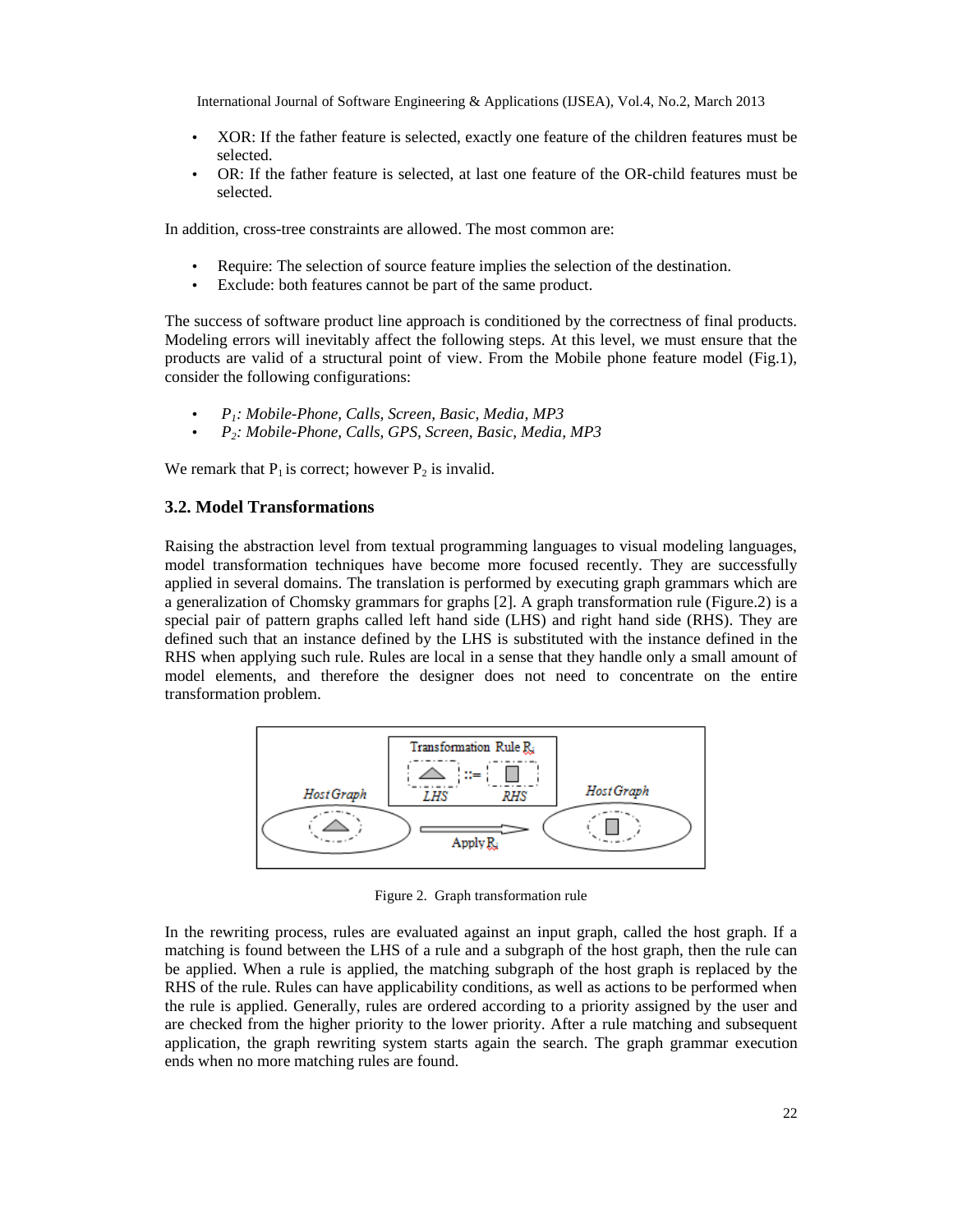- XOR: If the father feature is selected, exactly one feature of the children features must be selected.
- OR: If the father feature is selected, at last one feature of the OR-child features must be selected.

In addition, cross-tree constraints are allowed. The most common are:

- Require: The selection of source feature implies the selection of the destination.
- Exclude: both features cannot be part of the same product.

The success of software product line approach is conditioned by the correctness of final products. Modeling errors will inevitably affect the following steps. At this level, we must ensure that the products are valid of a structural point of view. From the Mobile phone feature model (Fig.1), consider the following configurations:

- *$P_1$: Mobile-Phone, Calls, Screen, Basic, Media, MP3*
- *$P_2$: Mobile-Phone, Calls, GPS, Screen, Basic, Media, MP3*

We remark that $P_1$ is correct; however $P_2$ is invalid.

### 3.2. Model Transformations

Raising the abstraction level from textual programming languages to visual modeling languages, model transformation techniques have become more focused recently. They are successfully applied in several domains. The translation is performed by executing graph grammars which are a generalization of Chomsky grammars for graphs [2]. A graph transformation rule (Figure.2) is a special pair of pattern graphs called left hand side (LHS) and right hand side (RHS). They are defined such that an instance defined by the LHS is substituted with the instance defined in the RHS when applying such rule. Rules are local in a sense that they handle only a small amount of model elements, and therefore the designer does not need to concentrate on the entire transformation problem.

Figure 2. Graph transformation rule

In the rewriting process, rules are evaluated against an input graph, called the host graph. If a matching is found between the LHS of a rule and a subgraph of the host graph, then the rule can be applied. When a rule is applied, the matching subgraph of the host graph is replaced by the RHS of the rule. Rules can have applicability conditions, as well as actions to be performed when the rule is applied. Generally, rules are ordered according to a priority assigned by the user and are checked from the higher priority to the lower priority. After a rule matching and subsequent application, the graph rewriting system starts again the search. The graph grammar execution ends when no more matching rules are found.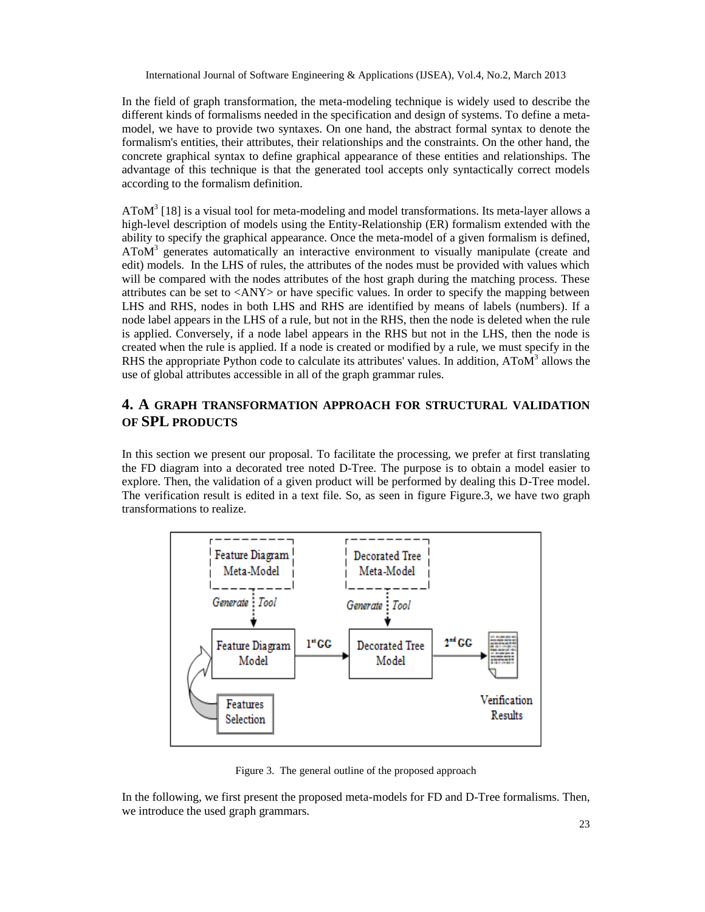In the field of graph transformation, the meta-modeling technique is widely used to describe the different kinds of formalisms needed in the specification and design of systems. To define a meta-model, we have to provide two syntaxes. On one hand, the abstract formal syntax to denote the formalism's entities, their attributes, their relationships and the constraints. On the other hand, the concrete graphical syntax to define graphical appearance of these entities and relationships. The advantage of this technique is that the generated tool accepts only syntactically correct models according to the formalism definition.

$AToM^3$ [18] is a visual tool for meta-modeling and model transformations. Its meta-layer allows a high-level description of models using the Entity-Relationship (ER) formalism extended with the ability to specify the graphical appearance. Once the meta-model of a given formalism is defined, $AToM^3$ generates automatically an interactive environment to visually manipulate (create and edit) models. In the LHS of rules, the attributes of the nodes must be provided with values which will be compared with the nodes attributes of the host graph during the matching process. These attributes can be set to <ANY> or have specific values. In order to specify the mapping between LHS and RHS, nodes in both LHS and RHS are identified by means of labels (numbers). If a node label appears in the LHS of a rule, but not in the RHS, then the node is deleted when the rule is applied. Conversely, if a node label appears in the RHS but not in the LHS, then the node is created when the rule is applied. If a node is created or modified by a rule, we must specify in the RHS the appropriate Python code to calculate its attributes' values. In addition, $AToM^3$ allows the use of global attributes accessible in all of the graph grammar rules.

## 4. A GRAPH TRANSFORMATION APPROACH FOR STRUCTURAL VALIDATION OF SPL PRODUCTS

In this section we present our proposal. To facilitate the processing, we prefer at first translating the FD diagram into a decorated tree noted D-Tree. The purpose is to obtain a model easier to explore. Then, the validation of a given product will be performed by dealing this D-Tree model. The verification result is edited in a text file. So, as seen in figure Figure.3, we have two graph transformations to realize.

Figure 3. The general outline of the proposed approach

In the following, we first present the proposed meta-models for FD and D-Tree formalisms. Then, we introduce the used graph grammars.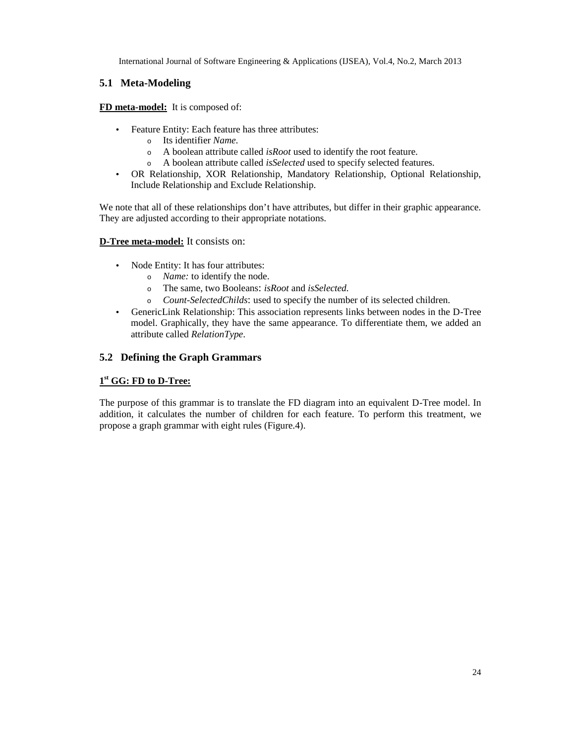### 5.1 Meta-Modeling

**FD meta-model:** It is composed of:

- Feature Entity: Each feature has three attributes:
  - Its identifier *Name*.
  - A boolean attribute called *isRoot* used to identify the root feature.
  - A boolean attribute called *isSelected* used to specify selected features.
- OR Relationship, XOR Relationship, Mandatory Relationship, Optional Relationship, Include Relationship and Exclude Relationship.

We note that all of these relationships don't have attributes, but differ in their graphic appearance. They are adjusted according to their appropriate notations.

**D-Tree meta-model:** It consists on:

- Node Entity: It has four attributes:
  - *Name:* to identify the node.
  - The same, two Booleans: *isRoot* and *isSelected.*
  - *Count-SelectedChilds*: used to specify the number of its selected children.
- GenericLink Relationship: This association represents links between nodes in the D-Tree model. Graphically, they have the same appearance. To differentiate them, we added an attribute called *RelationType*.

### 5.2 Defining the Graph Grammars

**1st GG: FD to D-Tree:**

The purpose of this grammar is to translate the FD diagram into an equivalent D-Tree model. In addition, it calculates the number of children for each feature. To perform this treatment, we propose a graph grammar with eight rules (Figure.4).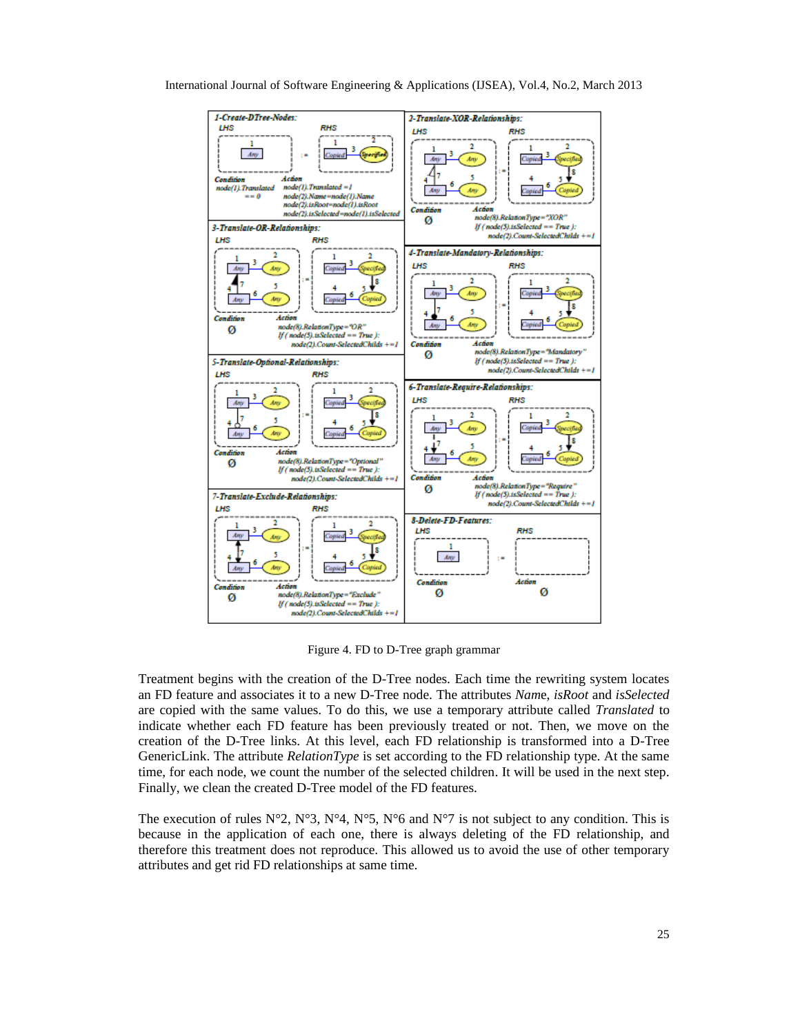Figure 4. FD to D-Tree graph grammar

Treatment begins with the creation of the D-Tree nodes. Each time the rewriting system locates an FD feature and associates it to a new D-Tree node. The attributes *Name*, *isRoot* and *isSelected* are copied with the same values. To do this, we use a temporary attribute called *Translated* to indicate whether each FD feature has been previously treated or not. Then, we move on the creation of the D-Tree links. At this level, each FD relationship is transformed into a D-Tree GenericLink. The attribute *RelationType* is set according to the FD relationship type. At the same time, for each node, we count the number of the selected children. It will be used in the next step. Finally, we clean the created D-Tree model of the FD features.

The execution of rules N°2, N°3, N°4, N°5, N°6 and N°7 is not subject to any condition. This is because in the application of each one, there is always deleting of the FD relationship, and therefore this treatment does not reproduce. This allowed us to avoid the use of other temporary attributes and get rid FD relationships at same time.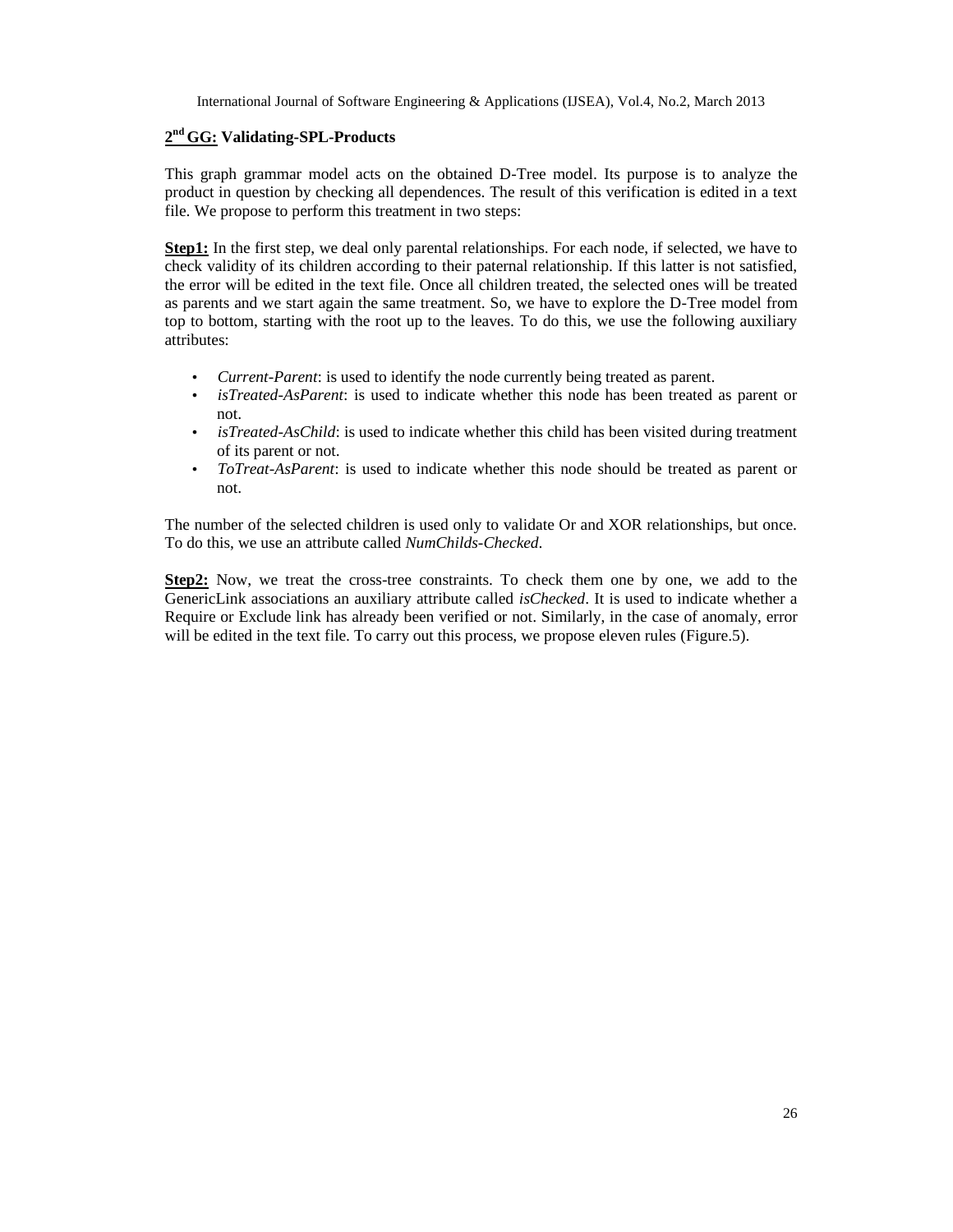**2nd GG: Validating-SPL-Products**

This graph grammar model acts on the obtained D-Tree model. Its purpose is to analyze the product in question by checking all dependences. The result of this verification is edited in a text file. We propose to perform this treatment in two steps:

**Step1:** In the first step, we deal only parental relationships. For each node, if selected, we have to check validity of its children according to their paternal relationship. If this latter is not satisfied, the error will be edited in the text file. Once all children treated, the selected ones will be treated as parents and we start again the same treatment. So, we have to explore the D-Tree model from top to bottom, starting with the root up to the leaves. To do this, we use the following auxiliary attributes:

- *Current-Parent*: is used to identify the node currently being treated as parent.
- *isTreated-AsParent*: is used to indicate whether this node has been treated as parent or not.
- *isTreated-AsChild*: is used to indicate whether this child has been visited during treatment of its parent or not.
- *ToTreat-AsParent*: is used to indicate whether this node should be treated as parent or not.

The number of the selected children is used only to validate Or and XOR relationships, but once. To do this, we use an attribute called *NumChilds-Checked*.

**Step2:** Now, we treat the cross-tree constraints. To check them one by one, we add to the GenericLink associations an auxiliary attribute called *isChecked*. It is used to indicate whether a Require or Exclude link has already been verified or not. Similarly, in the case of anomaly, error will be edited in the text file. To carry out this process, we propose eleven rules (Figure.5).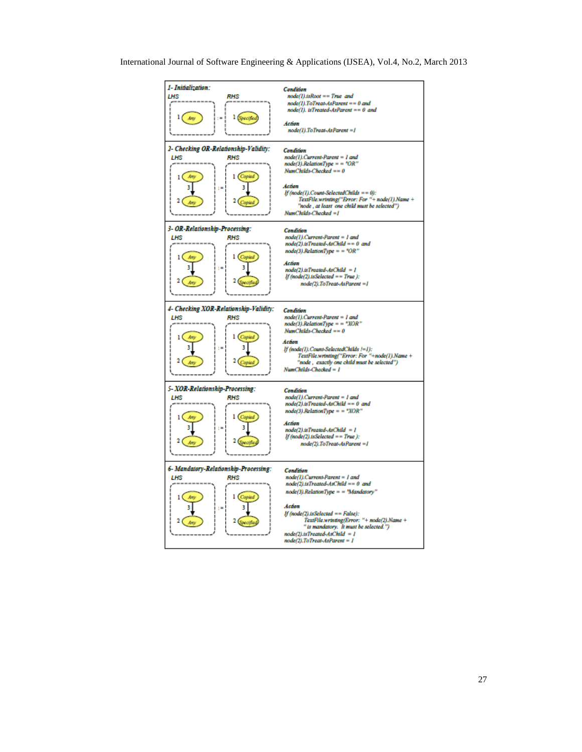| | |
|---|---|
| ***1- Initialization:*** LHS: 1 (Any) := RHS: 1 (Specified) | **Condition** node(1).isRoot == True and node(1).ToTreat-AsParent == 0 and node(1). isTreated-AsParent == 0 and **Action** node(1).ToTreat-AsParent =1 |
| ***2- Checking OR-Relationship-Validity:*** LHS: 1 (Any) –3→ 2 (Any) := RHS: 1 (Copied) –3→ 2 (Copied) | **Condition** node(1).Current-Parent = 1 and node(3).RelationType = = "OR" NumChilds-Checked == 0 **Action** If (node(1).Count-SelectedChilds == 0): TextFile.wrinting("Error: For "+ node(1).Name + "node , at least one child must be selected") NumChilds-Checked =1 |
| ***3- OR-Relationship-Processing:*** LHS: 1 (Any) –3→ 2 (Any) := RHS: 1 (Copied) –3→ 2 (Specified) | **Condition** node(1).Current-Parent = 1 and node(2).isTreated-AsChild == 0 and node(3).RelationType = = "OR" **Action** node(2).isTreated-AsChild = 1 If (node(2).isSelected == True ): node(2).ToTreat-AsParent =1 |
| ***4- Checking XOR-Relationship-Validity:*** LHS: 1 (Any) –3→ 2 (Any) := RHS: 1 (Copied) –3→ 2 (Copied) | **Condition** node(1).Current-Parent = 1 and node(3).RelationType = = "XOR" NumChilds-Checked == 0 **Action** If (node(1).Count-SelectedChilds !=1): TextFile.wrinting("Error: For "+node(1).Name + "node , exactly one child must be selected") NumChilds-Checked = 1 |
| ***5- XOR-Relationship-Processing:*** LHS: 1 (Any) –3→ 2 (Any) := RHS: 1 (Copied) –3→ 2 (Specified) | **Condition** node(1).Current-Parent = 1 and node(2).isTreated-AsChild == 0 and node(3).RelationType = = "XOR" **Action** node(2).isTreated-AsChild = 1 If (node(2).isSelected == True ): node(2).ToTreat-AsParent =1 |
| ***6- Mandatory-Relationship-Processing:*** LHS: 1 (Any) –3→ 2 (Any) := RHS: 1 (Copied) –3→ 2 (Specified) | **Condition** node(1).Current-Parent = 1 and node(2).isTreated-AsChild == 0 and node(3).RelationType = = "Mandatory" **Action** If (node(2).isSelected == False): TextFile.wrinting(Error: "+ node(2).Name + " is mandatory. It must be selected.") node(2).isTreated-AsChild = 1 node(2).ToTreat-AsParent = 1 |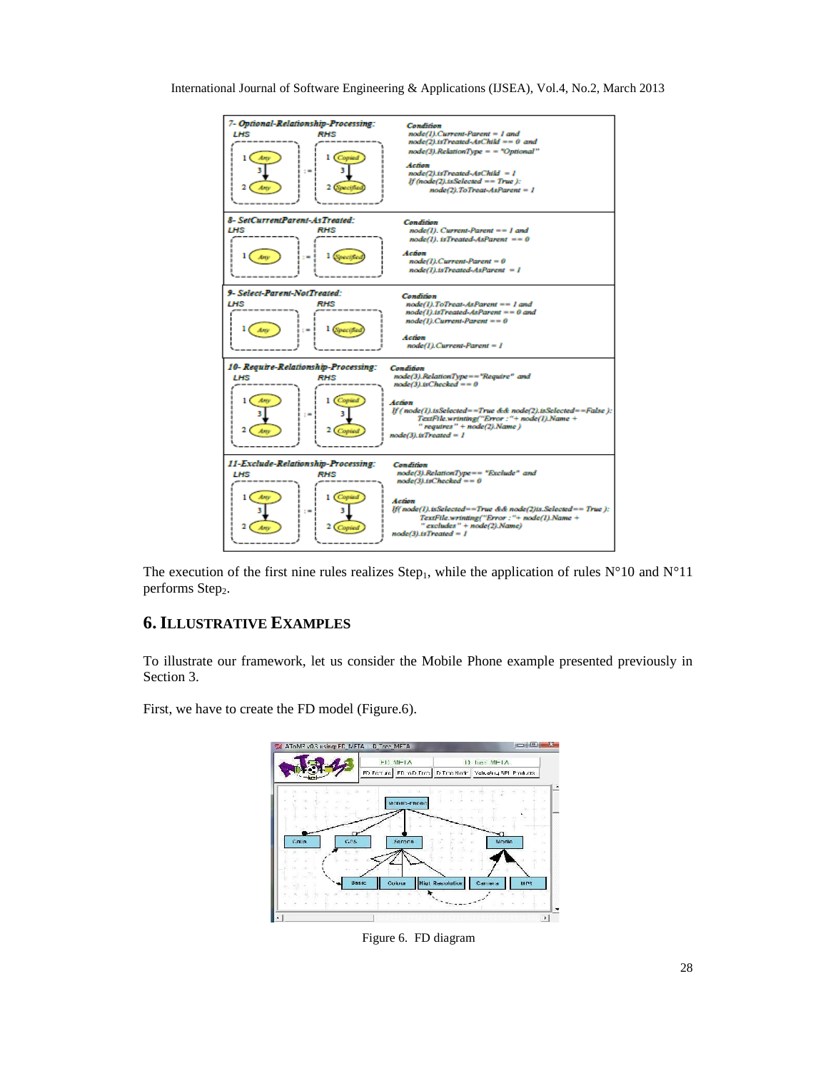| | |
|---|---|
| **7- Optional-Relationship-Processing:** LHS: 1 (Any) –3→ 2 (Any) := RHS: 1 (Copied) –3→ 2 (Specified) | **Condition** node(1).Current-Parent = 1 and node(2).isTreated-AsChild == 0 and node(3).RelationType = = "Optional" **Action** node(2).isTreated-AsChild = 1 If (node(2).isSelected == True ): node(2).ToTreat-AsParent = 1 |
| **8- SetCurrentParent-AsTreated:** LHS: 1 (Any) := RHS: 1 (Specified) | **Condition** node(1). Current-Parent == 1 and node(1). isTreated-AsParent == 0 **Action** node(1).Current-Parent = 0 node(1).isTreated-AsParent = 1 |
| **9- Select-Parent-NotTreated:** LHS: 1 (Any) := RHS: 1 (Specified) | **Condition** node(1).ToTreat-AsParent == 1 and node(1).isTreated-AsParent == 0 and node(1).Current-Parent == 0 **Action** node(1).Current-Parent = 1 |
| **10- Require-Relationship-Processing:** LHS: 1 (Any) –3→ 2 (Any) := RHS: 1 (Copied) –3→ 2 (Copied) | **Condition** node(3).RelationType=="Require" and node(3).isChecked == 0 **Action** If ( node(1).isSelected==True && node(2).isSelected==False ): TextFile.wrinting("Error :"+ node(1).Name + " requires " + node(2).Name ) node(3).isTreated = 1 |
| **11-Exclude-Relationship-Processing:** LHS: 1 (Any) –3→ 2 (Any) := RHS: 1 (Copied) –3→ 2 (Copied) | **Condition** node(3).RelationType== "Exclude" and node(3).isChecked == 0 **Action** If( node(1).isSelected==True && node(2)is.Selected== True ): TextFile.wrinting("Error :"+ node(1).Name + " excludes " + node(2).Name) node(3).isTreated = 1 |

The execution of the first nine rules realizes $Step_1$, while the application of rules N°10 and N°11 performs $Step_2$.

## 6. Illustrative Examples

To illustrate our framework, let us consider the Mobile Phone example presented previously in Section 3.

First, we have to create the FD model (Figure.6).

Figure 6. FD diagram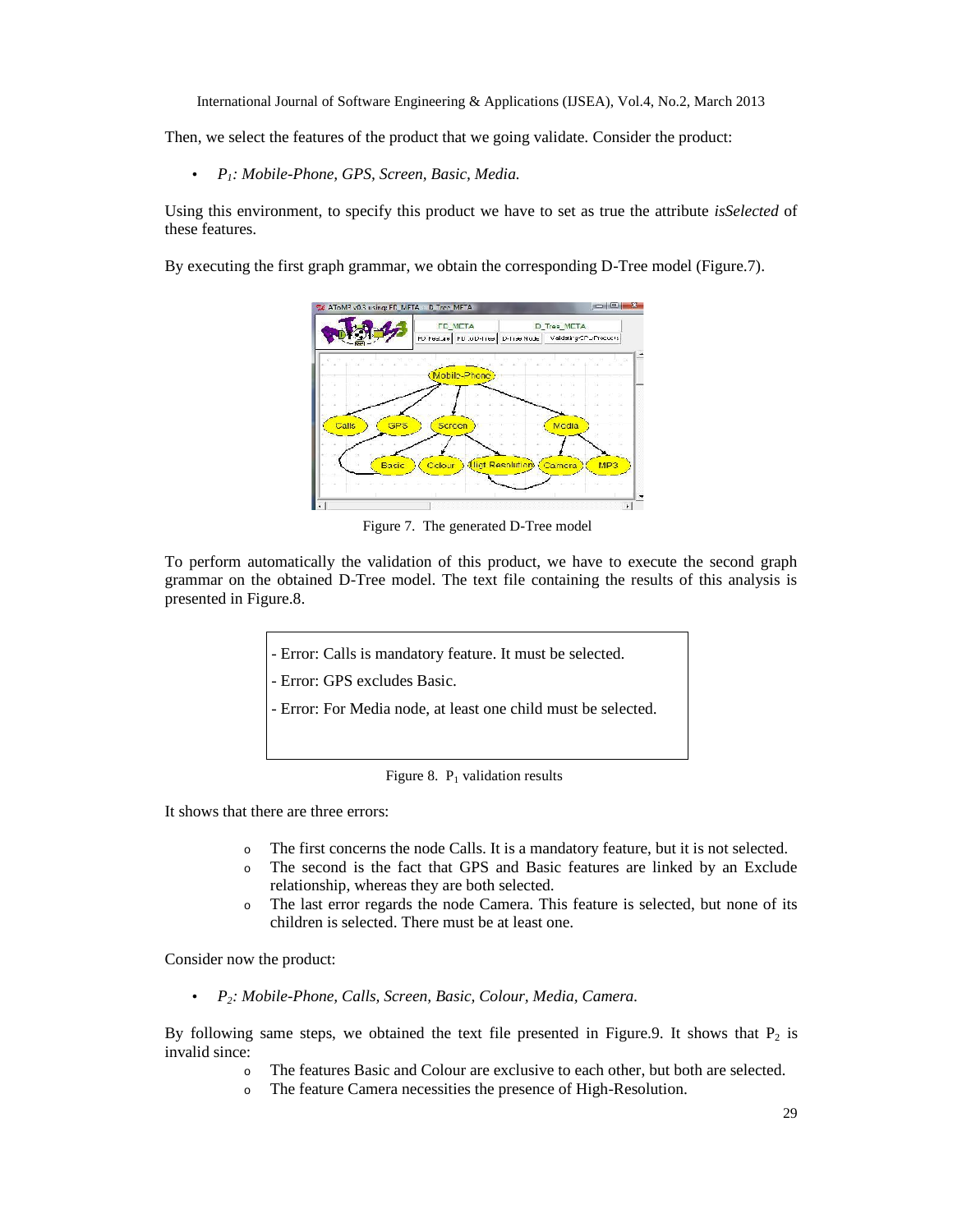Then, we select the features of the product that we going validate. Consider the product:

- *$P_1$: Mobile-Phone, GPS, Screen, Basic, Media.*

Using this environment, to specify this product we have to set as true the attribute *isSelected* of these features.

By executing the first graph grammar, we obtain the corresponding D-Tree model (Figure.7).

Figure 7. The generated D-Tree model

To perform automatically the validation of this product, we have to execute the second graph grammar on the obtained D-Tree model. The text file containing the results of this analysis is presented in Figure.8.

```
- Error: Calls is mandatory feature. It must be selected.
- Error: GPS excludes Basic.
- Error: For Media node, at least one child must be selected.
```

Figure 8. $P_1$ validation results

It shows that there are three errors:

- The first concerns the node Calls. It is a mandatory feature, but it is not selected.
- The second is the fact that GPS and Basic features are linked by an Exclude relationship, whereas they are both selected.
- The last error regards the node Camera. This feature is selected, but none of its children is selected. There must be at least one.

Consider now the product:

- *$P_2$: Mobile-Phone, Calls, Screen, Basic, Colour, Media, Camera.*

By following same steps, we obtained the text file presented in Figure.9. It shows that $P_2$ is invalid since:

- The features Basic and Colour are exclusive to each other, but both are selected.
- The feature Camera necessities the presence of High-Resolution.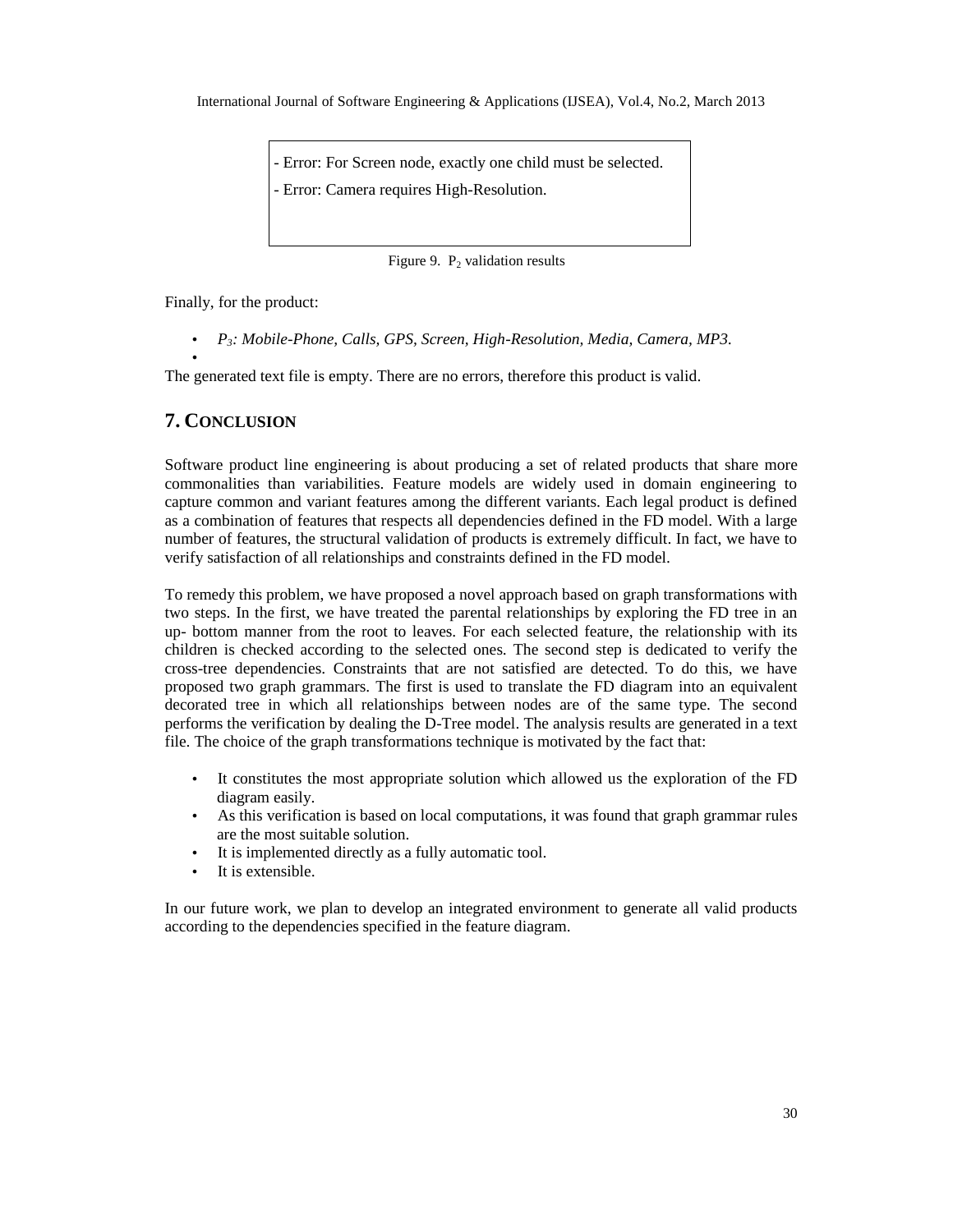- Error: For Screen node, exactly one child must be selected.

- Error: Camera requires High-Resolution.

Figure 9. $P_2$ validation results

Finally, for the product:

- *$P_3$: Mobile-Phone, Calls, GPS, Screen, High-Resolution, Media, Camera, MP3.*

The generated text file is empty. There are no errors, therefore this product is valid.

## 7. CONCLUSION

Software product line engineering is about producing a set of related products that share more commonalities than variabilities. Feature models are widely used in domain engineering to capture common and variant features among the different variants. Each legal product is defined as a combination of features that respects all dependencies defined in the FD model. With a large number of features, the structural validation of products is extremely difficult. In fact, we have to verify satisfaction of all relationships and constraints defined in the FD model.

To remedy this problem, we have proposed a novel approach based on graph transformations with two steps. In the first, we have treated the parental relationships by exploring the FD tree in an up- bottom manner from the root to leaves. For each selected feature, the relationship with its children is checked according to the selected ones. The second step is dedicated to verify the cross-tree dependencies. Constraints that are not satisfied are detected. To do this, we have proposed two graph grammars. The first is used to translate the FD diagram into an equivalent decorated tree in which all relationships between nodes are of the same type. The second performs the verification by dealing the D-Tree model. The analysis results are generated in a text file. The choice of the graph transformations technique is motivated by the fact that:

- It constitutes the most appropriate solution which allowed us the exploration of the FD diagram easily.
- As this verification is based on local computations, it was found that graph grammar rules are the most suitable solution.
- It is implemented directly as a fully automatic tool.
- It is extensible.

In our future work, we plan to develop an integrated environment to generate all valid products according to the dependencies specified in the feature diagram.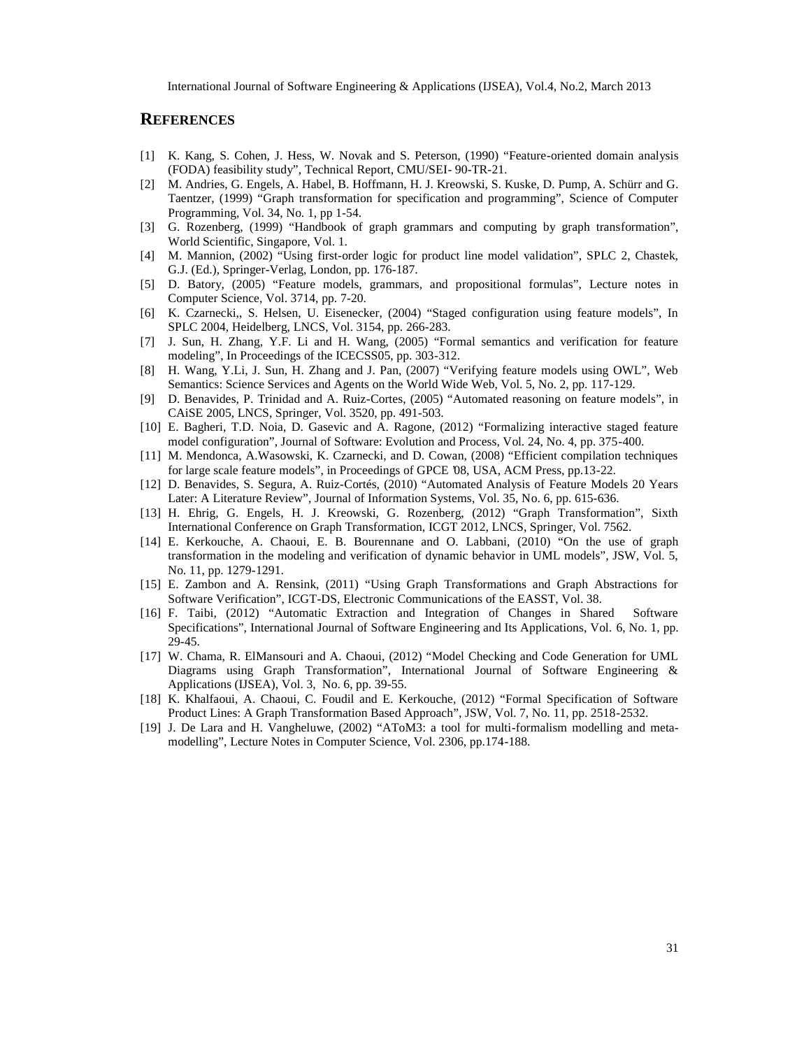## REFERENCES

[1] K. Kang, S. Cohen, J. Hess, W. Novak and S. Peterson, (1990) "Feature-oriented domain analysis (FODA) feasibility study", Technical Report, CMU/SEI- 90-TR-21.

[2] M. Andries, G. Engels, A. Habel, B. Hoffmann, H. J. Kreowski, S. Kuske, D. Pump, A. Schürr and G. Taentzer, (1999) "Graph transformation for specification and programming", Science of Computer Programming, Vol. 34, No. 1, pp 1-54.

[3] G. Rozenberg, (1999) "Handbook of graph grammars and computing by graph transformation", World Scientific, Singapore, Vol. 1.

[4] M. Mannion, (2002) "Using first-order logic for product line model validation", SPLC 2, Chastek, G.J. (Ed.), Springer-Verlag, London, pp. 176-187.

[5] D. Batory, (2005) "Feature models, grammars, and propositional formulas", Lecture notes in Computer Science, Vol. 3714, pp. 7-20.

[6] K. Czarnecki,, S. Helsen, U. Eisenecker, (2004) "Staged configuration using feature models", In SPLC 2004, Heidelberg, LNCS, Vol. 3154, pp. 266-283.

[7] J. Sun, H. Zhang, Y.F. Li and H. Wang, (2005) "Formal semantics and verification for feature modeling", In Proceedings of the ICECSS05, pp. 303-312.

[8] H. Wang, Y.Li, J. Sun, H. Zhang and J. Pan, (2007) "Verifying feature models using OWL", Web Semantics: Science Services and Agents on the World Wide Web, Vol. 5, No. 2, pp. 117-129.

[9] D. Benavides, P. Trinidad and A. Ruiz-Cortes, (2005) "Automated reasoning on feature models", in CAiSE 2005, LNCS, Springer, Vol. 3520, pp. 491-503.

[10] E. Bagheri, T.D. Noia, D. Gasevic and A. Ragone, (2012) "Formalizing interactive staged feature model configuration", Journal of Software: Evolution and Process, Vol. 24, No. 4, pp. 375-400.

[11] M. Mendonca, A.Wasowski, K. Czarnecki, and D. Cowan, (2008) "Efficient compilation techniques for large scale feature models", in Proceedings of GPCE '08, USA, ACM Press, pp.13-22.

[12] D. Benavides, S. Segura, A. Ruiz-Cortés, (2010) "Automated Analysis of Feature Models 20 Years Later: A Literature Review", Journal of Information Systems, Vol. 35, No. 6, pp. 615-636.

[13] H. Ehrig, G. Engels, H. J. Kreowski, G. Rozenberg, (2012) "Graph Transformation", Sixth International Conference on Graph Transformation, ICGT 2012, LNCS, Springer, Vol. 7562.

[14] E. Kerkouche, A. Chaoui, E. B. Bourennane and O. Labbani, (2010) "On the use of graph transformation in the modeling and verification of dynamic behavior in UML models", JSW, Vol. 5, No. 11, pp. 1279-1291.

[15] E. Zambon and A. Rensink, (2011) "Using Graph Transformations and Graph Abstractions for Software Verification", ICGT-DS, Electronic Communications of the EASST, Vol. 38.

[16] F. Taibi, (2012) "Automatic Extraction and Integration of Changes in Shared Software Specifications", International Journal of Software Engineering and Its Applications, Vol. 6, No. 1, pp. 29-45.

[17] W. Chama, R. ElMansouri and A. Chaoui, (2012) "Model Checking and Code Generation for UML Diagrams using Graph Transformation", International Journal of Software Engineering & Applications (IJSEA), Vol. 3, No. 6, pp. 39-55.

[18] K. Khalfaoui, A. Chaoui, C. Foudil and E. Kerkouche, (2012) "Formal Specification of Software Product Lines: A Graph Transformation Based Approach", JSW, Vol. 7, No. 11, pp. 2518-2532.

[19] J. De Lara and H. Vangheluwe, (2002) "AToM3: a tool for multi-formalism modelling and meta-modelling", Lecture Notes in Computer Science, Vol. 2306, pp.174-188.